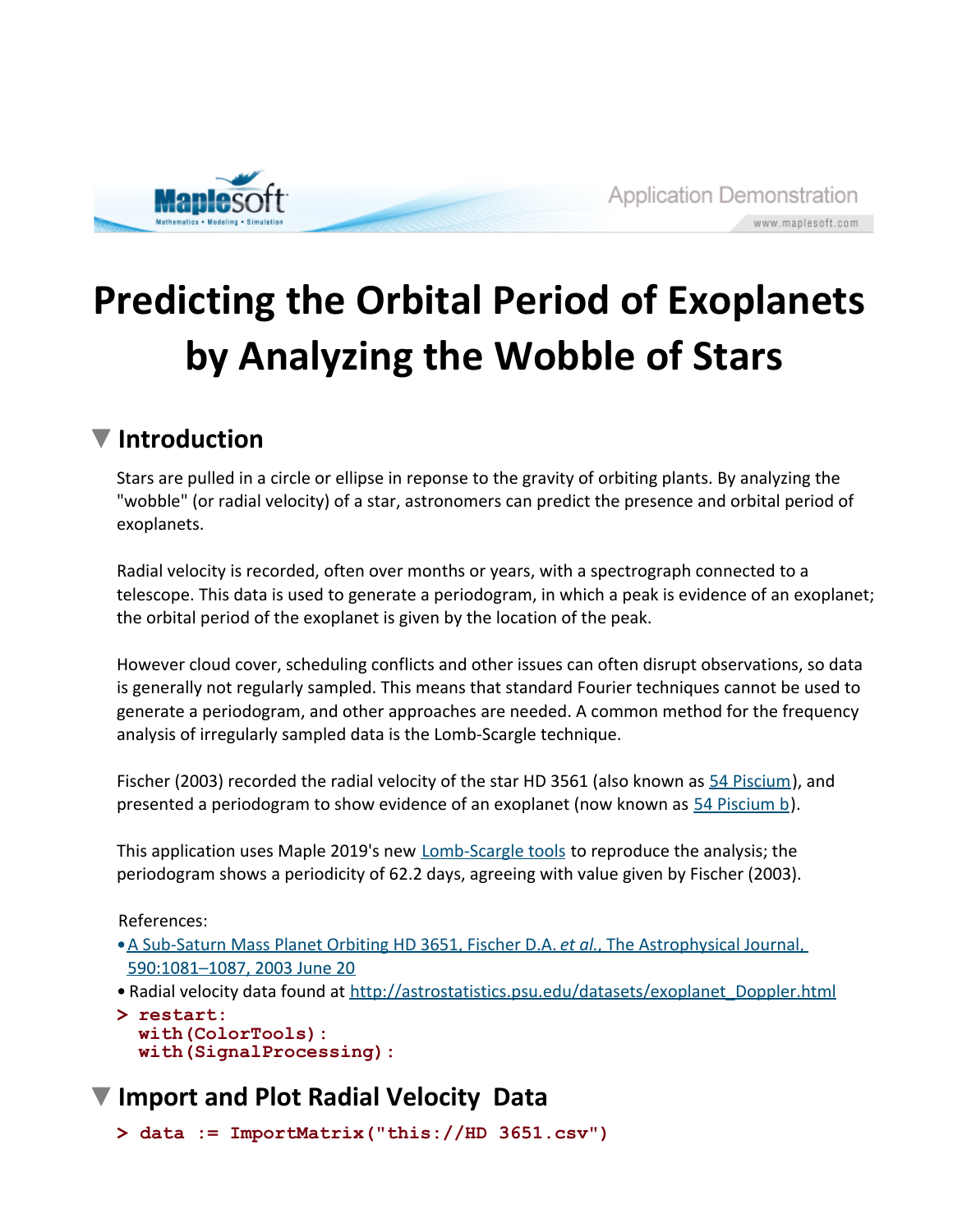Maplesoft — Application Demonstration — www.maplesoft.com

# Predicting the Orbital Period of Exoplanets by Analyzing the Wobble of Stars

## Introduction

Stars are pulled in a circle or ellipse in reponse to the gravity of orbiting plants. By analyzing the "wobble" (or radial velocity) of a star, astronomers can predict the presence and orbital period of exoplanets.

Radial velocity is recorded, often over months or years, with a spectrograph connected to a telescope. This data is used to generate a periodogram, in which a peak is evidence of an exoplanet; the orbital period of the exoplanet is given by the location of the peak.

However cloud cover, scheduling conflicts and other issues can often disrupt observations, so data is generally not regularly sampled. This means that standard Fourier techniques cannot be used to generate a periodogram, and other approaches are needed. A common method for the frequency analysis of irregularly sampled data is the Lomb-Scargle technique.

Fischer (2003) recorded the radial velocity of the star HD 3561 (also known as 54 Piscium), and presented a periodogram to show evidence of an exoplanet (now known as 54 Piscium b).

This application uses Maple 2019's new Lomb-Scargle tools to reproduce the analysis; the periodogram shows a periodicity of 62.2 days, agreeing with value given by Fischer (2003).

References:

- A Sub-Saturn Mass Planet Orbiting HD 3651, Fischer D.A. *et al.*, The Astrophysical Journal, 590:1081–1087, 2003 June 20
- Radial velocity data found at http://astrostatistics.psu.edu/datasets/exoplanet_Doppler.html

```
> restart:
  with(ColorTools):
  with(SignalProcessing):
```

## Import and Plot Radial Velocity Data

```
> data := ImportMatrix("this://HD 3651.csv")
```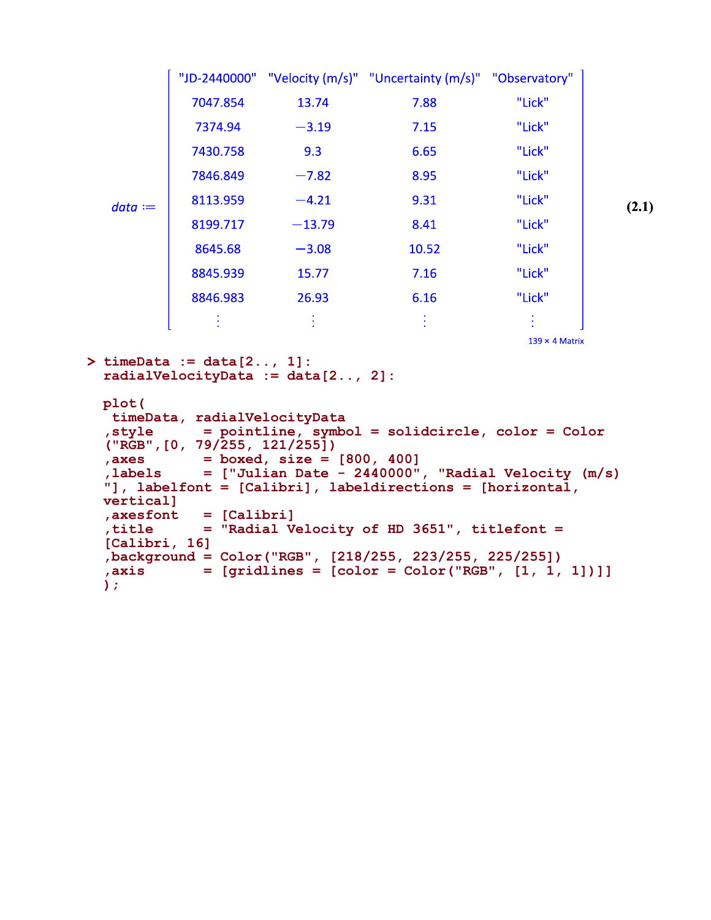data :=

| "JD-2440000" | "Velocity (m/s)" | "Uncertainty (m/s)" | "Observatory" |
|---|---|---|---|
| 7047.854 | 13.74 | 7.88 | "Lick" |
| 7374.94 | −3.19 | 7.15 | "Lick" |
| 7430.758 | 9.3 | 6.65 | "Lick" |
| 7846.849 | −7.82 | 8.95 | "Lick" |
| 8113.959 | −4.21 | 9.31 | "Lick" |
| 8199.717 | −13.79 | 8.41 | "Lick" |
| 8645.68 | −3.08 | 10.52 | "Lick" |
| 8845.939 | 15.77 | 7.16 | "Lick" |
| 8846.983 | 26.93 | 6.16 | "Lick" |
| ⋮ | ⋮ | ⋮ | ⋮ |

139 × 4 Matrix

**(2.1)**

```
> timeData := data[2.., 1]:
  radialVelocityData := data[2.., 2]:

  plot(
   timeData, radialVelocityData
  ,style      = pointline, symbol = solidcircle, color = Color
  ("RGB",[0, 79/255, 121/255])
  ,axes       = boxed, size = [800, 400]
  ,labels     = ["Julian Date - 2440000", "Radial Velocity (m/s)
  "], labelfont = [Calibri], labeldirections = [horizontal,
  vertical]
  ,axesfont   = [Calibri]
  ,title      = "Radial Velocity of HD 3651", titlefont =
  [Calibri, 16]
  ,background = Color("RGB", [218/255, 223/255, 225/255])
  ,axis       = [gridlines = [color = Color("RGB", [1, 1, 1])]]
  );
```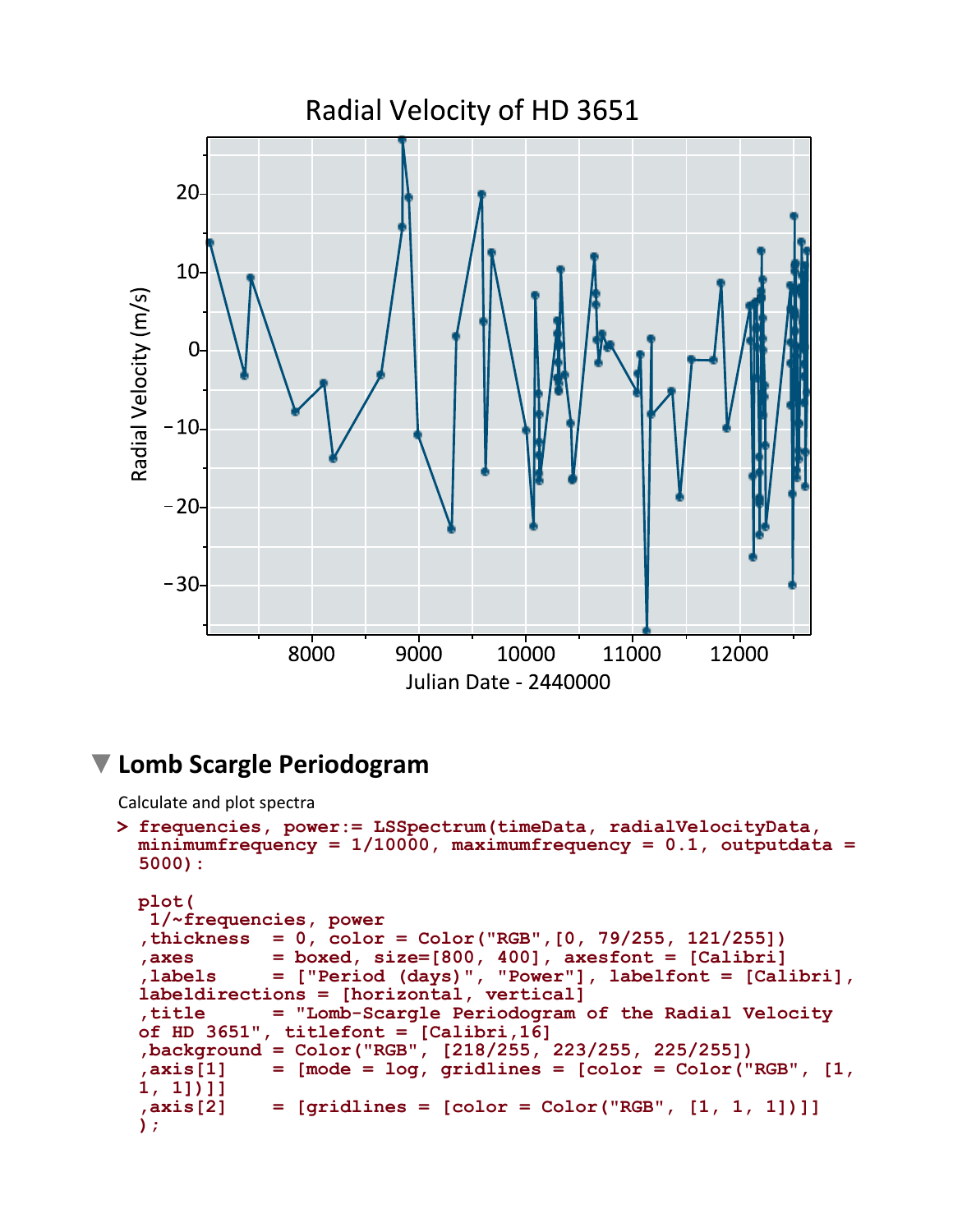## Lomb Scargle Periodogram

Calculate and plot spectra

```
> frequencies, power:= LSSpectrum(timeData, radialVelocityData,
  minimumfrequency = 1/10000, maximumfrequency = 0.1, outputdata =
  5000):

  plot(
   1/~frequencies, power
  ,thickness  = 0, color = Color("RGB",[0, 79/255, 121/255])
  ,axes       = boxed, size=[800, 400], axesfont = [Calibri]
  ,labels     = ["Period (days)", "Power"], labelfont = [Calibri],
  labeldirections = [horizontal, vertical]
  ,title      = "Lomb-Scargle Periodogram of the Radial Velocity
  of HD 3651", titlefont = [Calibri,16]
  ,background = Color("RGB", [218/255, 223/255, 225/255])
  ,axis[1]    = [mode = log, gridlines = [color = Color("RGB", [1,
  1, 1])]]
  ,axis[2]    = [gridlines = [color = Color("RGB", [1, 1, 1])]]
  );
```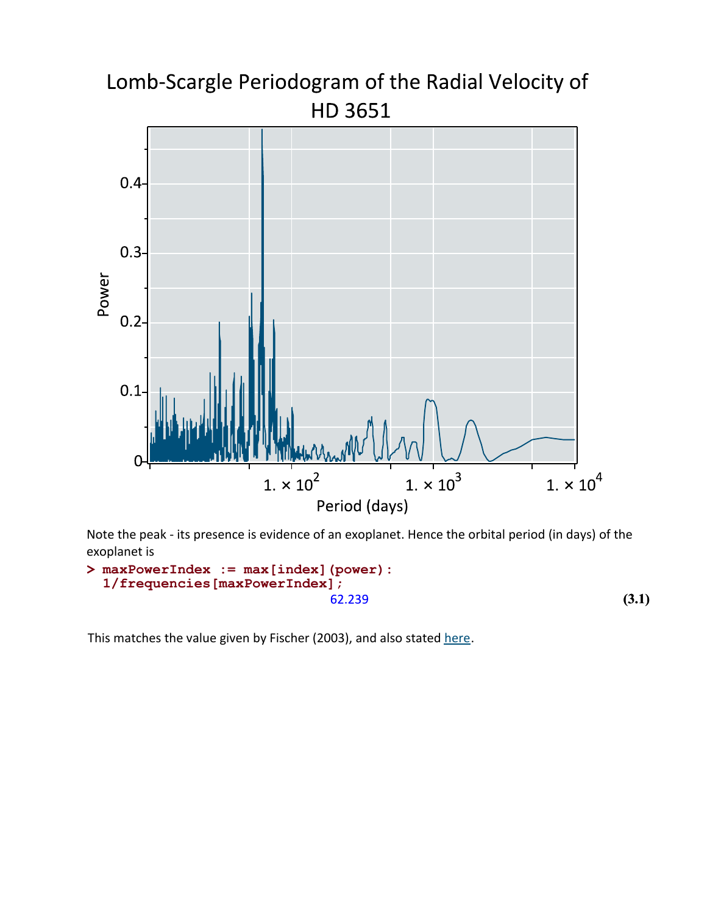Lomb-Scargle Periodogram of the Radial Velocity of HD 3651

Power

0.4

0.3

0.2

0.1

0

$1. \times 10^2$

$1. \times 10^3$

$1. \times 10^4$

Period (days)

Note the peak - its presence is evidence of an exoplanet. Hence the orbital period (in days) of the exoplanet is

```
> maxPowerIndex := max[index](power):
  1/frequencies[maxPowerIndex];
```

62.239 **(3.1)**

This matches the value given by Fischer (2003), and also stated here.